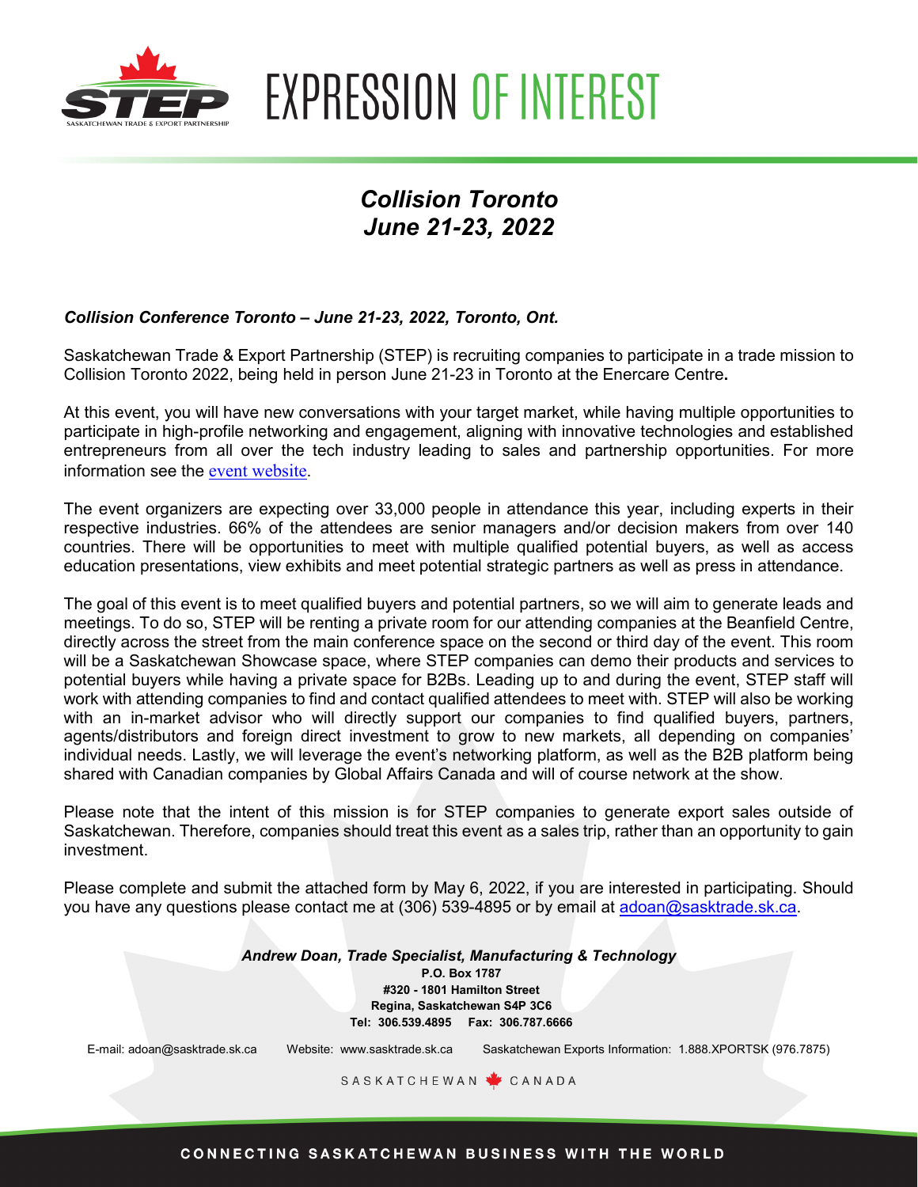# EXPRESSION OF INTEREST

## *Collision Toronto*
## *June 21-23, 2022*

***Collision Conference Toronto – June 21-23, 2022, Toronto, Ont.***

Saskatchewan Trade & Export Partnership (STEP) is recruiting companies to participate in a trade mission to Collision Toronto 2022, being held in person June 21-23 in Toronto at the Enercare Centre**.**

At this event, you will have new conversations with your target market, while having multiple opportunities to participate in high-profile networking and engagement, aligning with innovative technologies and established entrepreneurs from all over the tech industry leading to sales and partnership opportunities. For more information see the event website.

The event organizers are expecting over 33,000 people in attendance this year, including experts in their respective industries. 66% of the attendees are senior managers and/or decision makers from over 140 countries. There will be opportunities to meet with multiple qualified potential buyers, as well as access education presentations, view exhibits and meet potential strategic partners as well as press in attendance.

The goal of this event is to meet qualified buyers and potential partners, so we will aim to generate leads and meetings. To do so, STEP will be renting a private room for our attending companies at the Beanfield Centre, directly across the street from the main conference space on the second or third day of the event. This room will be a Saskatchewan Showcase space, where STEP companies can demo their products and services to potential buyers while having a private space for B2Bs. Leading up to and during the event, STEP staff will work with attending companies to find and contact qualified attendees to meet with. STEP will also be working with an in-market advisor who will directly support our companies to find qualified buyers, partners, agents/distributors and foreign direct investment to grow to new markets, all depending on companies' individual needs. Lastly, we will leverage the event's networking platform, as well as the B2B platform being shared with Canadian companies by Global Affairs Canada and will of course network at the show.

Please note that the intent of this mission is for STEP companies to generate export sales outside of Saskatchewan. Therefore, companies should treat this event as a sales trip, rather than an opportunity to gain investment.

Please complete and submit the attached form by May 6, 2022, if you are interested in participating. Should you have any questions please contact me at (306) 539-4895 or by email at adoan@sasktrade.sk.ca.

***Andrew Doan, Trade Specialist, Manufacturing & Technology***
**P.O. Box 1787**
**#320 - 1801 Hamilton Street**
**Regina, Saskatchewan S4P 3C6**
**Tel: 306.539.4895 Fax: 306.787.6666**

E-mail: adoan@sasktrade.sk.ca Website: www.sasktrade.sk.ca Saskatchewan Exports Information: 1.888.XPORTSK (976.7875)

SASKATCHEWAN CANADA

CONNECTING SASKATCHEWAN BUSINESS WITH THE WORLD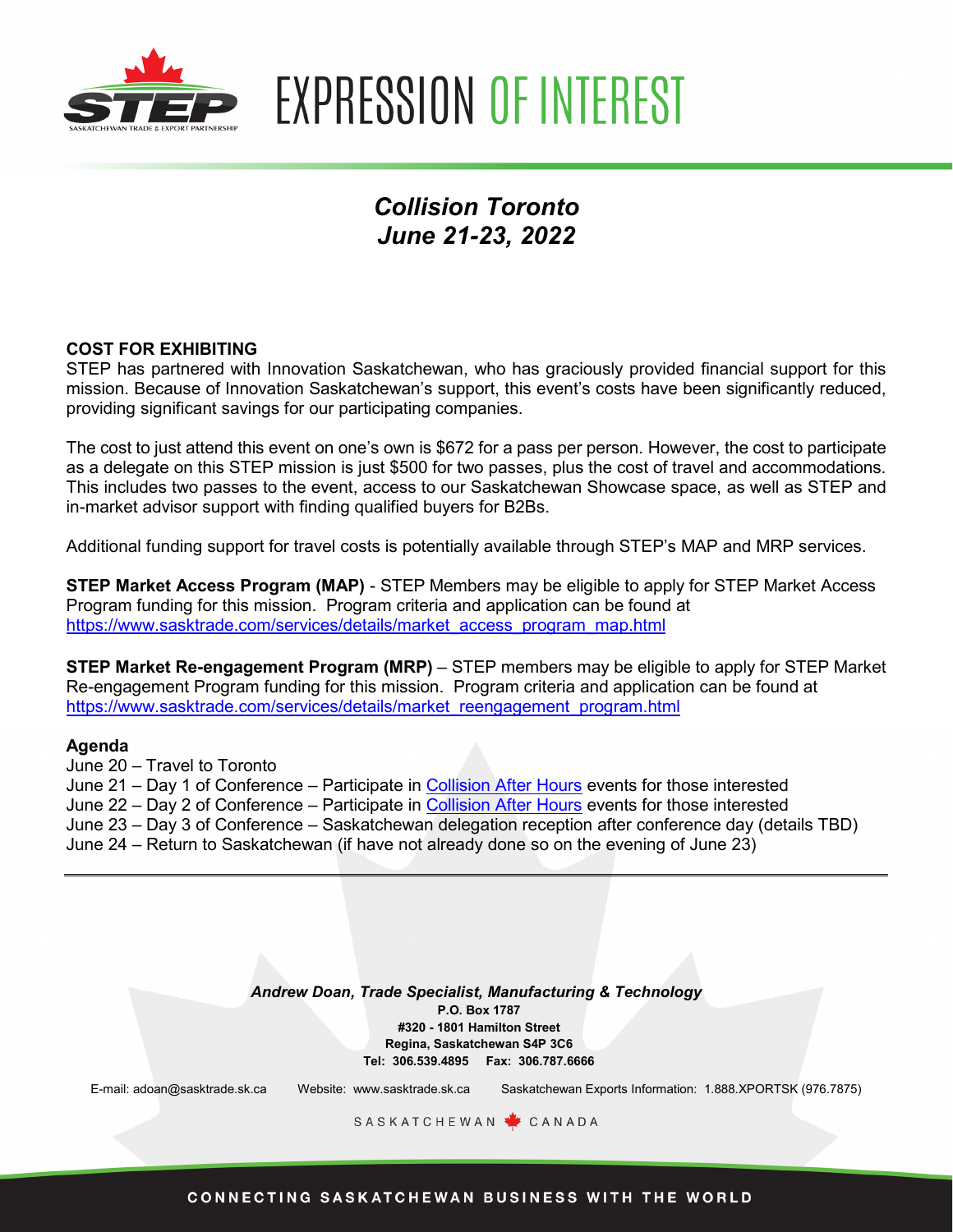# EXPRESSION OF INTEREST

***Collision Toronto***
***June 21-23, 2022***

**COST FOR EXHIBITING**

STEP has partnered with Innovation Saskatchewan, who has graciously provided financial support for this mission. Because of Innovation Saskatchewan's support, this event's costs have been significantly reduced, providing significant savings for our participating companies.

The cost to just attend this event on one's own is $672 for a pass per person. However, the cost to participate as a delegate on this STEP mission is just $500 for two passes, plus the cost of travel and accommodations. This includes two passes to the event, access to our Saskatchewan Showcase space, as well as STEP and in-market advisor support with finding qualified buyers for B2Bs.

Additional funding support for travel costs is potentially available through STEP's MAP and MRP services.

**STEP Market Access Program (MAP)** - STEP Members may be eligible to apply for STEP Market Access Program funding for this mission. Program criteria and application can be found at https://www.sasktrade.com/services/details/market_access_program_map.html

**STEP Market Re-engagement Program (MRP)** – STEP members may be eligible to apply for STEP Market Re-engagement Program funding for this mission. Program criteria and application can be found at https://www.sasktrade.com/services/details/market_reengagement_program.html

**Agenda**

June 20 – Travel to Toronto
June 21 – Day 1 of Conference – Participate in Collision After Hours events for those interested
June 22 – Day 2 of Conference – Participate in Collision After Hours events for those interested
June 23 – Day 3 of Conference – Saskatchewan delegation reception after conference day (details TBD)
June 24 – Return to Saskatchewan (if have not already done so on the evening of June 23)

---

***Andrew Doan, Trade Specialist, Manufacturing & Technology***
**P.O. Box 1787**
**#320 - 1801 Hamilton Street**
**Regina, Saskatchewan S4P 3C6**
**Tel: 306.539.4895 Fax: 306.787.6666**

E-mail: adoan@sasktrade.sk.ca Website: www.sasktrade.sk.ca Saskatchewan Exports Information: 1.888.XPORTSK (976.7875)

SASKATCHEWAN CANADA

CONNECTING SASKATCHEWAN BUSINESS WITH THE WORLD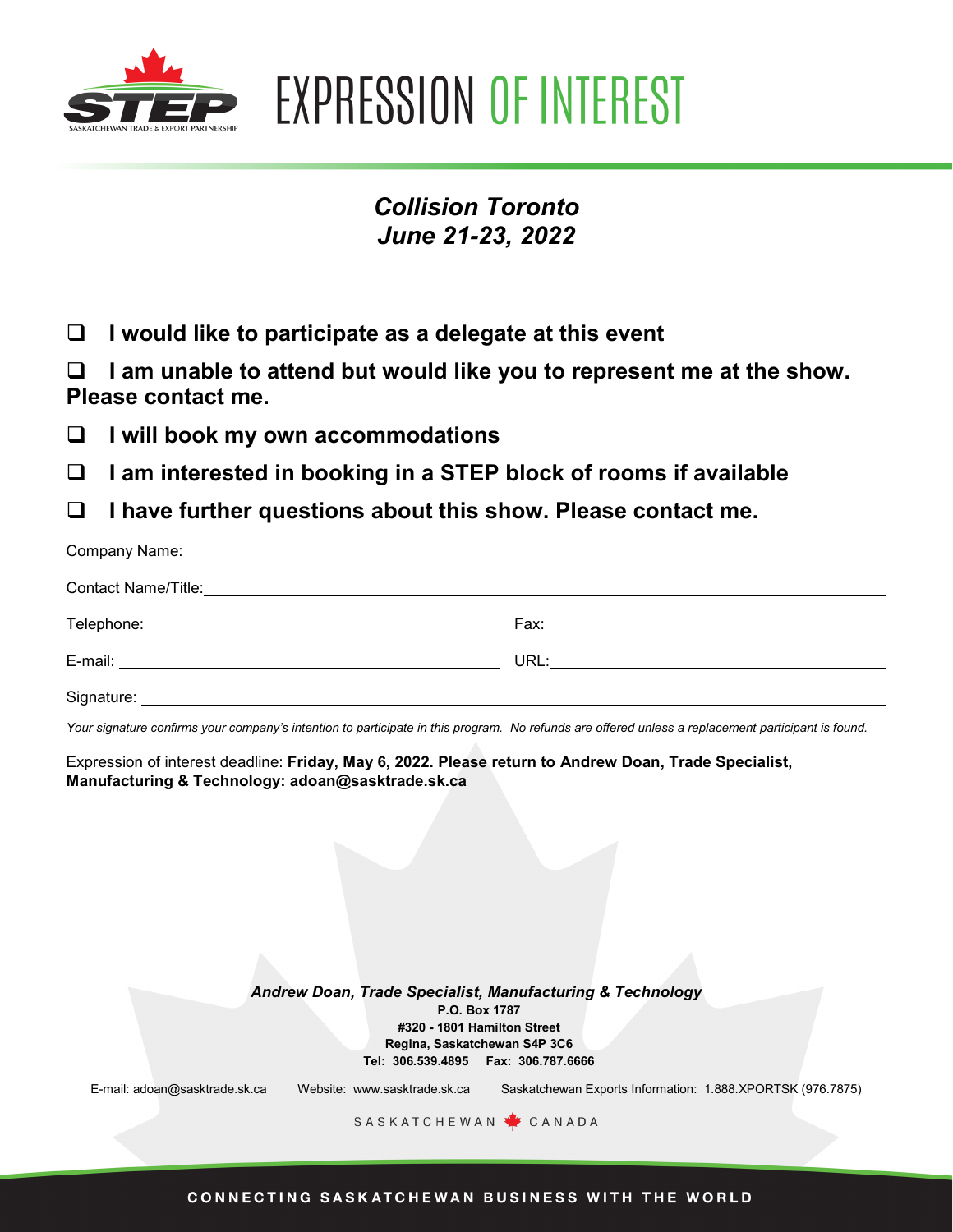# EXPRESSION OF INTEREST

## *Collision Toronto*
## *June 21-23, 2022*

- ☐ **I would like to participate as a delegate at this event**
- ☐ **I am unable to attend but would like you to represent me at the show. Please contact me.**
- ☐ **I will book my own accommodations**
- ☐ **I am interested in booking in a STEP block of rooms if available**
- ☐ **I have further questions about this show. Please contact me.**

Company Name: ____________________

Contact Name/Title: ____________________

Telephone: ____________________ Fax: ____________________

E-mail: ____________________ URL: ____________________

Signature: ____________________

*Your signature confirms your company's intention to participate in this program. No refunds are offered unless a replacement participant is found.*

Expression of interest deadline: **Friday, May 6, 2022. Please return to Andrew Doan, Trade Specialist, Manufacturing & Technology: adoan@sasktrade.sk.ca**

***Andrew Doan, Trade Specialist, Manufacturing & Technology***
**P.O. Box 1787**
**#320 - 1801 Hamilton Street**
**Regina, Saskatchewan S4P 3C6**
**Tel: 306.539.4895 Fax: 306.787.6666**

E-mail: adoan@sasktrade.sk.ca Website: www.sasktrade.sk.ca Saskatchewan Exports Information: 1.888.XPORTSK (976.7875)

SASKATCHEWAN CANADA

CONNECTING SASKATCHEWAN BUSINESS WITH THE WORLD